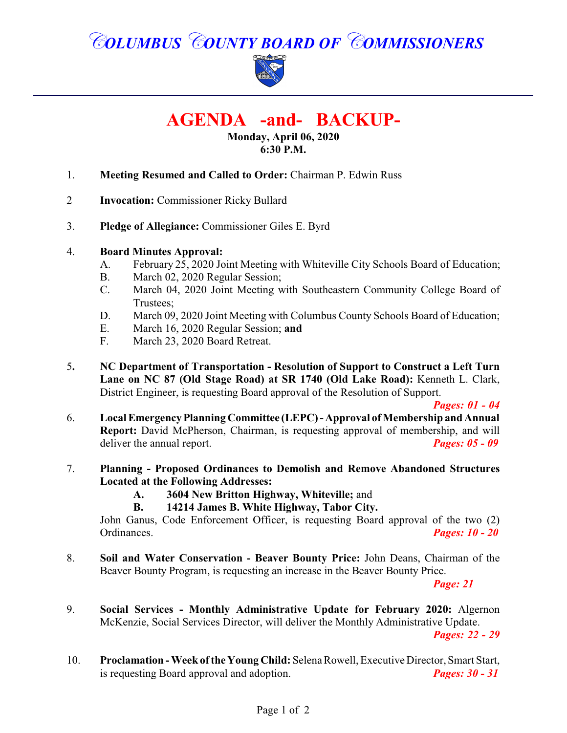# COLUMBUS COUNTY BOARD OF COMMISSIONERS

## AGENDA -and- BACKUP-

**Monday, April 06, 2020**
**6:30 P.M.**

1. **Meeting Resumed and Called to Order:** Chairman P. Edwin Russ

2. **Invocation:** Commissioner Ricky Bullard

3. **Pledge of Allegiance:** Commissioner Giles E. Byrd

4. **Board Minutes Approval:**
   - A. February 25, 2020 Joint Meeting with Whiteville City Schools Board of Education;
   - B. March 02, 2020 Regular Session;
   - C. March 04, 2020 Joint Meeting with Southeastern Community College Board of Trustees;
   - D. March 09, 2020 Joint Meeting with Columbus County Schools Board of Education;
   - E. March 16, 2020 Regular Session; **and**
   - F. March 23, 2020 Board Retreat.

5. **NC Department of Transportation - Resolution of Support to Construct a Left Turn Lane on NC 87 (Old Stage Road) at SR 1740 (Old Lake Road):** Kenneth L. Clark, District Engineer, is requesting Board approval of the Resolution of Support. ***Pages: 01 - 04***

6. **Local Emergency Planning Committee (LEPC) - Approval of Membership and Annual Report:** David McPherson, Chairman, is requesting approval of membership, and will deliver the annual report. ***Pages: 05 - 09***

7. **Planning - Proposed Ordinances to Demolish and Remove Abandoned Structures Located at the Following Addresses:**
   - **A. 3604 New Britton Highway, Whiteville;** and
   - **B. 14214 James B. White Highway, Tabor City.**

   John Ganus, Code Enforcement Officer, is requesting Board approval of the two (2) Ordinances. ***Pages: 10 - 20***

8. **Soil and Water Conservation - Beaver Bounty Price:** John Deans, Chairman of the Beaver Bounty Program, is requesting an increase in the Beaver Bounty Price. ***Page: 21***

9. **Social Services - Monthly Administrative Update for February 2020:** Algernon McKenzie, Social Services Director, will deliver the Monthly Administrative Update. ***Pages: 22 - 29***

10. **Proclamation - Week of the Young Child:** Selena Rowell, Executive Director, Smart Start, is requesting Board approval and adoption. ***Pages: 30 - 31***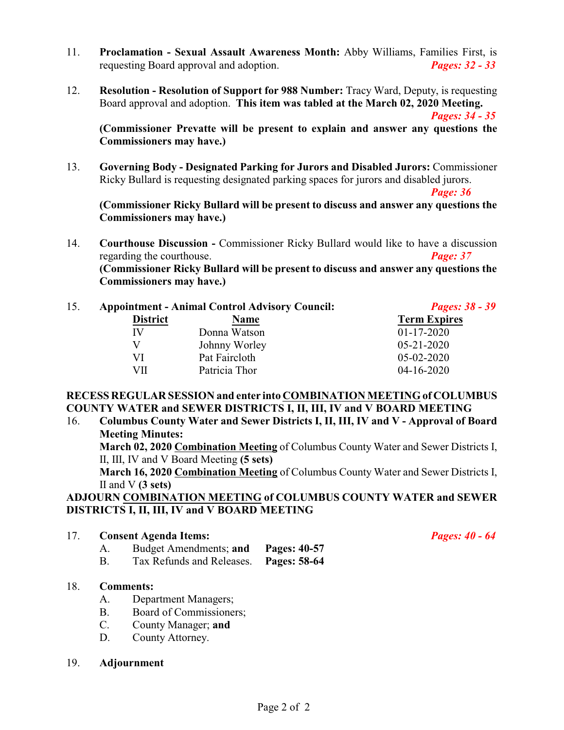11. **Proclamation - Sexual Assault Awareness Month:** Abby Williams, Families First, is requesting Board approval and adoption. ***Pages: 32 - 33***

12. **Resolution - Resolution of Support for 988 Number:** Tracy Ward, Deputy, is requesting Board approval and adoption. **This item was tabled at the March 02, 2020 Meeting.** ***Pages: 34 - 35***

    **(Commissioner Prevatte will be present to explain and answer any questions the Commissioners may have.)**

13. **Governing Body - Designated Parking for Jurors and Disabled Jurors:** Commissioner Ricky Bullard is requesting designated parking spaces for jurors and disabled jurors. ***Page: 36***

    **(Commissioner Ricky Bullard will be present to discuss and answer any questions the Commissioners may have.)**

14. **Courthouse Discussion -** Commissioner Ricky Bullard would like to have a discussion regarding the courthouse. ***Page: 37***

    **(Commissioner Ricky Bullard will be present to discuss and answer any questions the Commissioners may have.)**

15. **Appointment - Animal Control Advisory Council:** ***Pages: 38 - 39***

| District | Name | Term Expires |
| --- | --- | --- |
| IV | Donna Watson | 01-17-2020 |
| V | Johnny Worley | 05-21-2020 |
| VI | Pat Faircloth | 05-02-2020 |
| VII | Patricia Thor | 04-16-2020 |

**RECESS REGULAR SESSION and enter into COMBINATION MEETING of COLUMBUS COUNTY WATER and SEWER DISTRICTS I, II, III, IV and V BOARD MEETING**

16. **Columbus County Water and Sewer Districts I, II, III, IV and V - Approval of Board Meeting Minutes:**

    **March 02, 2020** Combination Meeting of Columbus County Water and Sewer Districts I, II, III, IV and V Board Meeting **(5 sets)**

    **March 16, 2020** Combination Meeting of Columbus County Water and Sewer Districts I, II and V **(3 sets)**

**ADJOURN COMBINATION MEETING of COLUMBUS COUNTY WATER and SEWER DISTRICTS I, II, III, IV and V BOARD MEETING**

17. **Consent Agenda Items:** ***Pages: 40 - 64***
    - A. Budget Amendments; **and** **Pages: 40-57**
    - B. Tax Refunds and Releases. **Pages: 58-64**

18. **Comments:**
    - A. Department Managers;
    - B. Board of Commissioners;
    - C. County Manager; **and**
    - D. County Attorney.

19. **Adjournment**